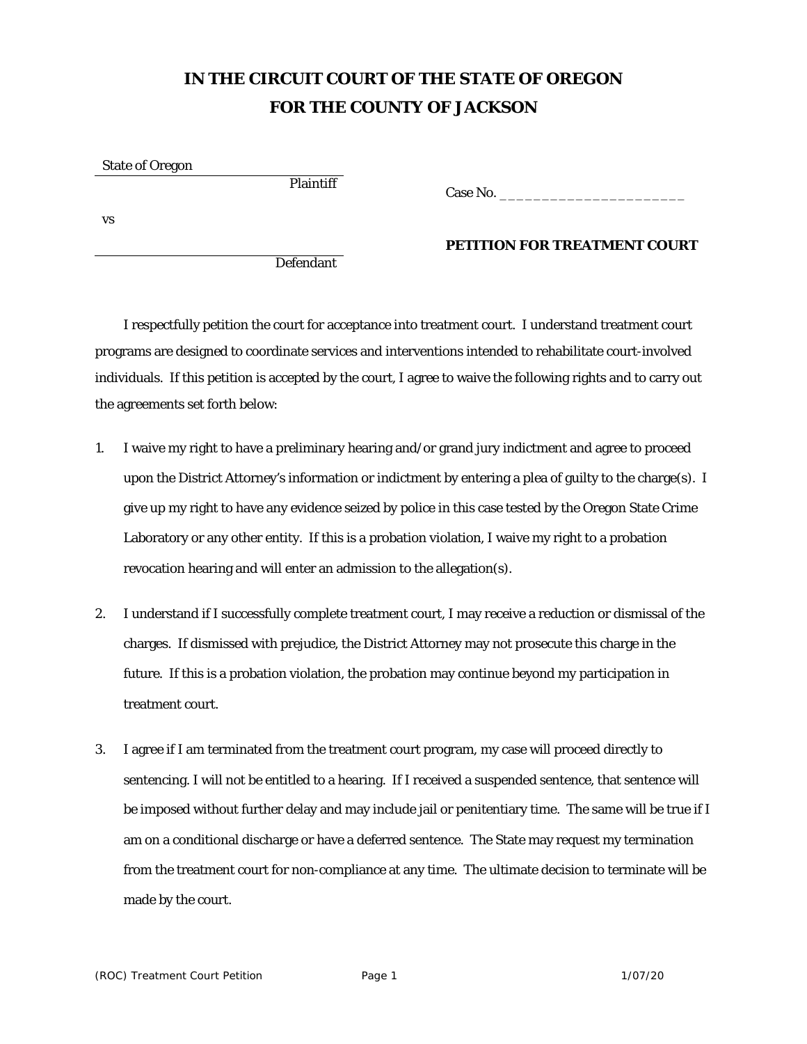# IN THE CIRCUIT COURT OF THE STATE OF OREGON
# FOR THE COUNTY OF JACKSON

State of Oregon
Plaintiff

vs

Defendant

Case No. ______________________

**PETITION FOR TREATMENT COURT**

I respectfully petition the court for acceptance into treatment court. I understand treatment court programs are designed to coordinate services and interventions intended to rehabilitate court-involved individuals. If this petition is accepted by the court, I agree to waive the following rights and to carry out the agreements set forth below:

1. I waive my right to have a preliminary hearing and/or grand jury indictment and agree to proceed upon the District Attorney's information or indictment by entering a plea of guilty to the charge(s). I give up my right to have any evidence seized by police in this case tested by the Oregon State Crime Laboratory or any other entity. If this is a probation violation, I waive my right to a probation revocation hearing and will enter an admission to the allegation(s).

2. I understand if I successfully complete treatment court, I may receive a reduction or dismissal of the charges. If dismissed with prejudice, the District Attorney may not prosecute this charge in the future. If this is a probation violation, the probation may continue beyond my participation in treatment court.

3. I agree if I am terminated from the treatment court program, my case will proceed directly to sentencing. I will not be entitled to a hearing. If I received a suspended sentence, that sentence will be imposed without further delay and may include jail or penitentiary time. The same will be true if I am on a conditional discharge or have a deferred sentence. The State may request my termination from the treatment court for non-compliance at any time. The ultimate decision to terminate will be made by the court.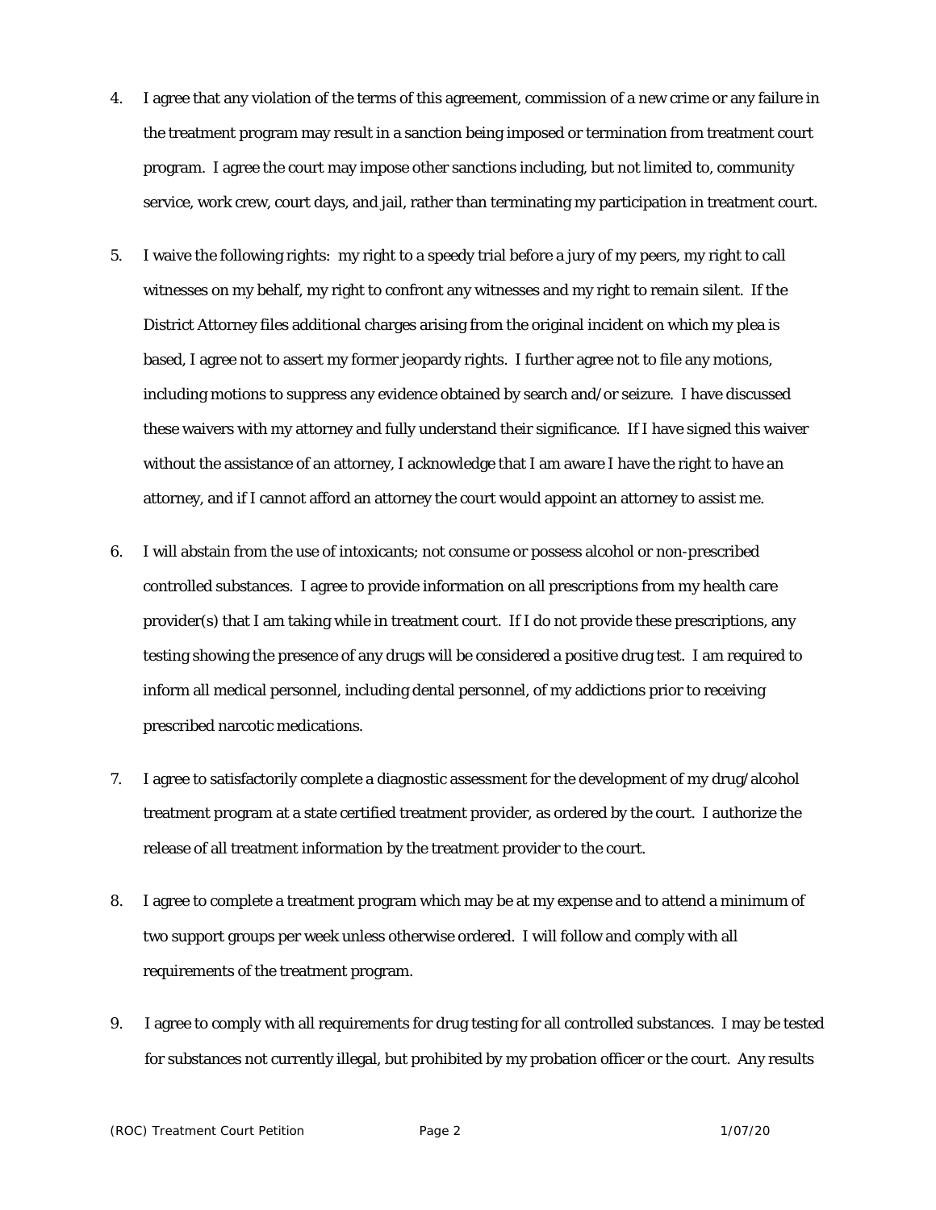4. I agree that any violation of the terms of this agreement, commission of a new crime or any failure in the treatment program may result in a sanction being imposed or termination from treatment court program. I agree the court may impose other sanctions including, but not limited to, community service, work crew, court days, and jail, rather than terminating my participation in treatment court.

5. I waive the following rights: my right to a speedy trial before a jury of my peers, my right to call witnesses on my behalf, my right to confront any witnesses and my right to remain silent. If the District Attorney files additional charges arising from the original incident on which my plea is based, I agree not to assert my former jeopardy rights. I further agree not to file any motions, including motions to suppress any evidence obtained by search and/or seizure. I have discussed these waivers with my attorney and fully understand their significance. If I have signed this waiver without the assistance of an attorney, I acknowledge that I am aware I have the right to have an attorney, and if I cannot afford an attorney the court would appoint an attorney to assist me.

6. I will abstain from the use of intoxicants; not consume or possess alcohol or non-prescribed controlled substances. I agree to provide information on all prescriptions from my health care provider(s) that I am taking while in treatment court. If I do not provide these prescriptions, any testing showing the presence of any drugs will be considered a positive drug test. I am required to inform all medical personnel, including dental personnel, of my addictions prior to receiving prescribed narcotic medications.

7. I agree to satisfactorily complete a diagnostic assessment for the development of my drug/alcohol treatment program at a state certified treatment provider, as ordered by the court. I authorize the release of all treatment information by the treatment provider to the court.

8. I agree to complete a treatment program which may be at my expense and to attend a minimum of two support groups per week unless otherwise ordered. I will follow and comply with all requirements of the treatment program.

9. I agree to comply with all requirements for drug testing for all controlled substances. I may be tested for substances not currently illegal, but prohibited by my probation officer or the court. Any results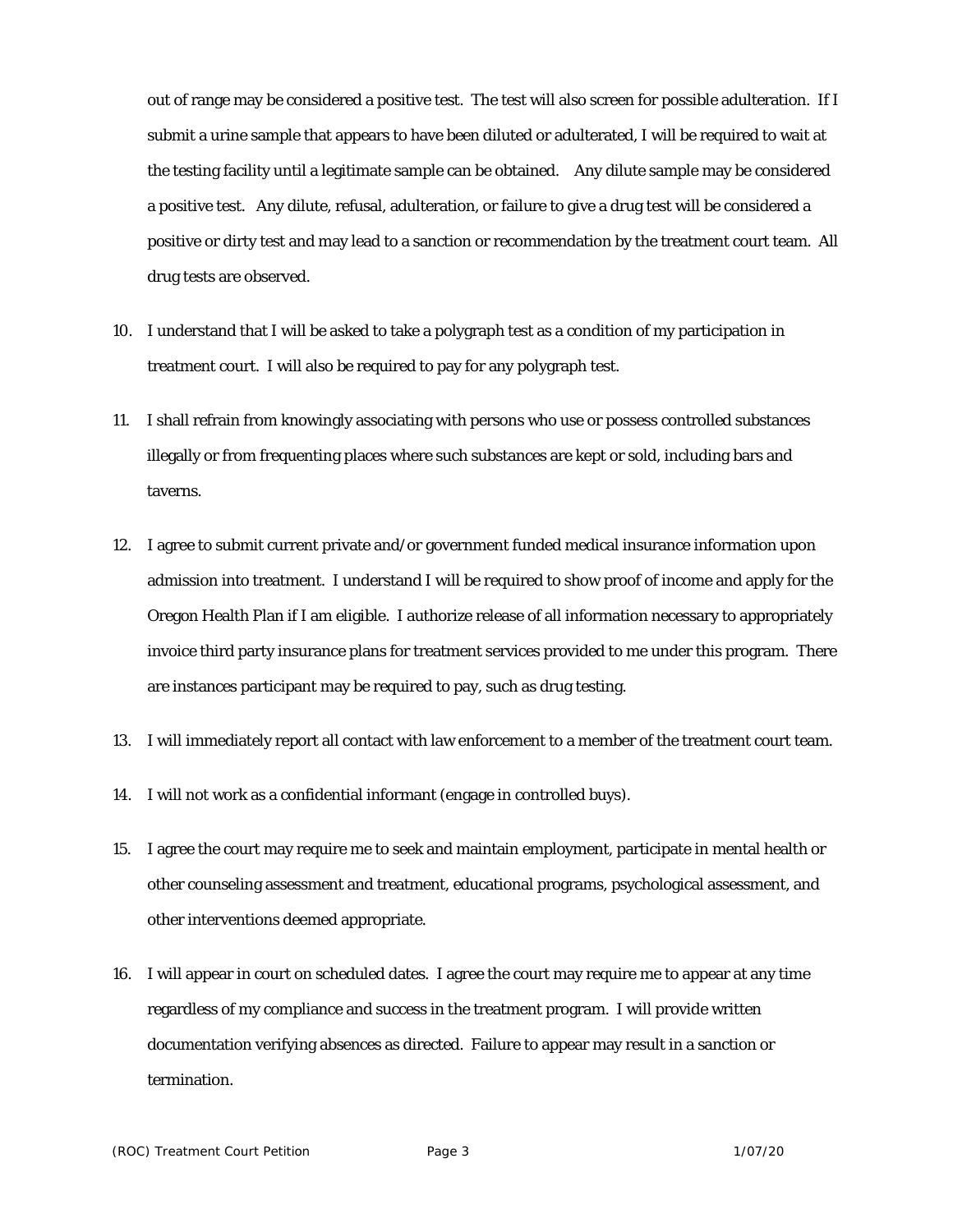out of range may be considered a positive test. The test will also screen for possible adulteration. If I submit a urine sample that appears to have been diluted or adulterated, I will be required to wait at the testing facility until a legitimate sample can be obtained. Any dilute sample may be considered a positive test. Any dilute, refusal, adulteration, or failure to give a drug test will be considered a positive or dirty test and may lead to a sanction or recommendation by the treatment court team. All drug tests are observed.

10. I understand that I will be asked to take a polygraph test as a condition of my participation in treatment court. I will also be required to pay for any polygraph test.

11. I shall refrain from knowingly associating with persons who use or possess controlled substances illegally or from frequenting places where such substances are kept or sold, including bars and taverns.

12. I agree to submit current private and/or government funded medical insurance information upon admission into treatment. I understand I will be required to show proof of income and apply for the Oregon Health Plan if I am eligible. I authorize release of all information necessary to appropriately invoice third party insurance plans for treatment services provided to me under this program. There are instances participant may be required to pay, such as drug testing.

13. I will immediately report all contact with law enforcement to a member of the treatment court team.

14. I will not work as a confidential informant (engage in controlled buys).

15. I agree the court may require me to seek and maintain employment, participate in mental health or other counseling assessment and treatment, educational programs, psychological assessment, and other interventions deemed appropriate.

16. I will appear in court on scheduled dates. I agree the court may require me to appear at any time regardless of my compliance and success in the treatment program. I will provide written documentation verifying absences as directed. Failure to appear may result in a sanction or termination.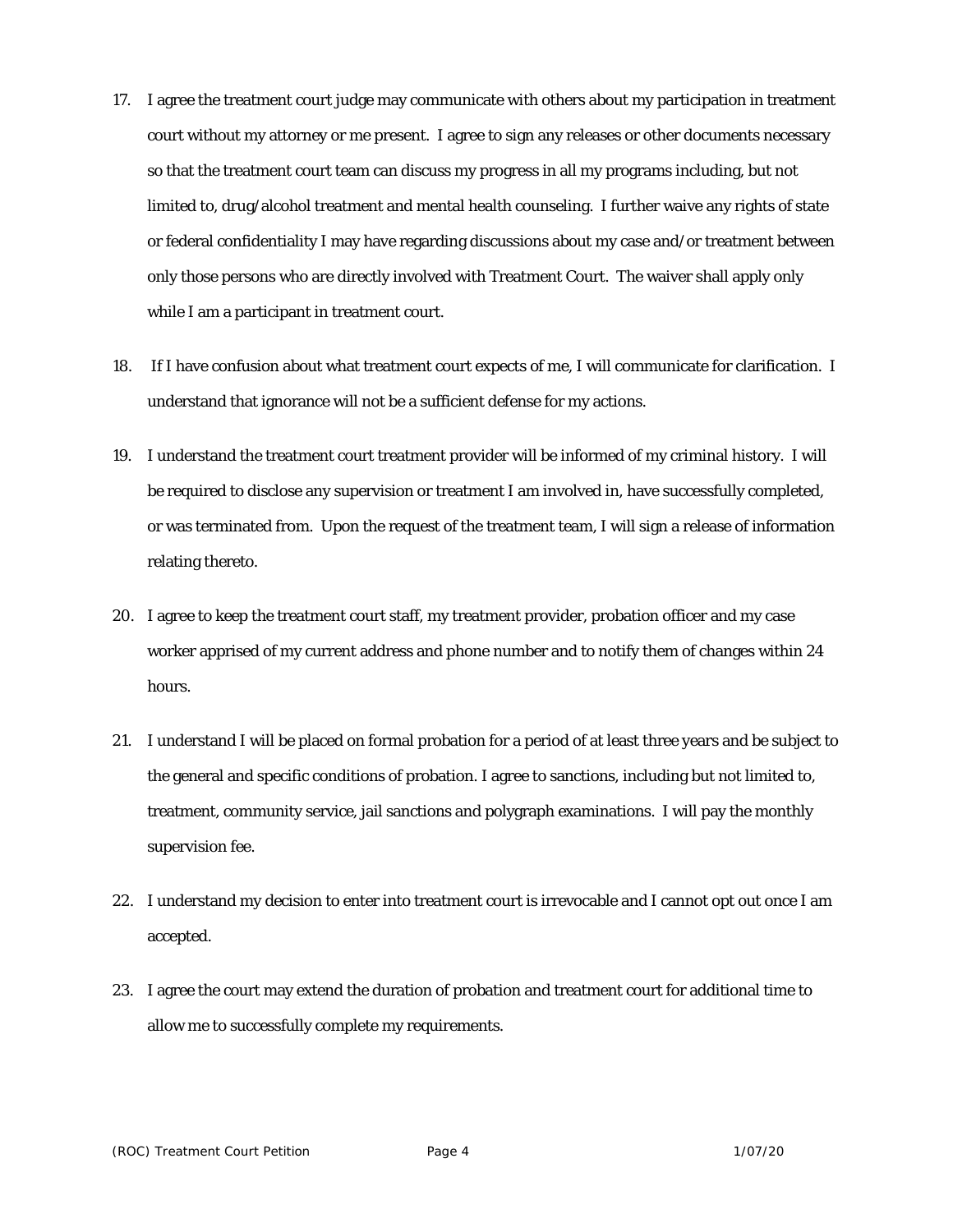17. I agree the treatment court judge may communicate with others about my participation in treatment court without my attorney or me present. I agree to sign any releases or other documents necessary so that the treatment court team can discuss my progress in all my programs including, but not limited to, drug/alcohol treatment and mental health counseling. I further waive any rights of state or federal confidentiality I may have regarding discussions about my case and/or treatment between only those persons who are directly involved with Treatment Court. The waiver shall apply only while I am a participant in treatment court.

18. If I have confusion about what treatment court expects of me, I will communicate for clarification. I understand that ignorance will not be a sufficient defense for my actions.

19. I understand the treatment court treatment provider will be informed of my criminal history. I will be required to disclose any supervision or treatment I am involved in, have successfully completed, or was terminated from. Upon the request of the treatment team, I will sign a release of information relating thereto.

20. I agree to keep the treatment court staff, my treatment provider, probation officer and my case worker apprised of my current address and phone number and to notify them of changes within 24 hours.

21. I understand I will be placed on formal probation for a period of at least three years and be subject to the general and specific conditions of probation. I agree to sanctions, including but not limited to, treatment, community service, jail sanctions and polygraph examinations. I will pay the monthly supervision fee.

22. I understand my decision to enter into treatment court is irrevocable and I cannot opt out once I am accepted.

23. I agree the court may extend the duration of probation and treatment court for additional time to allow me to successfully complete my requirements.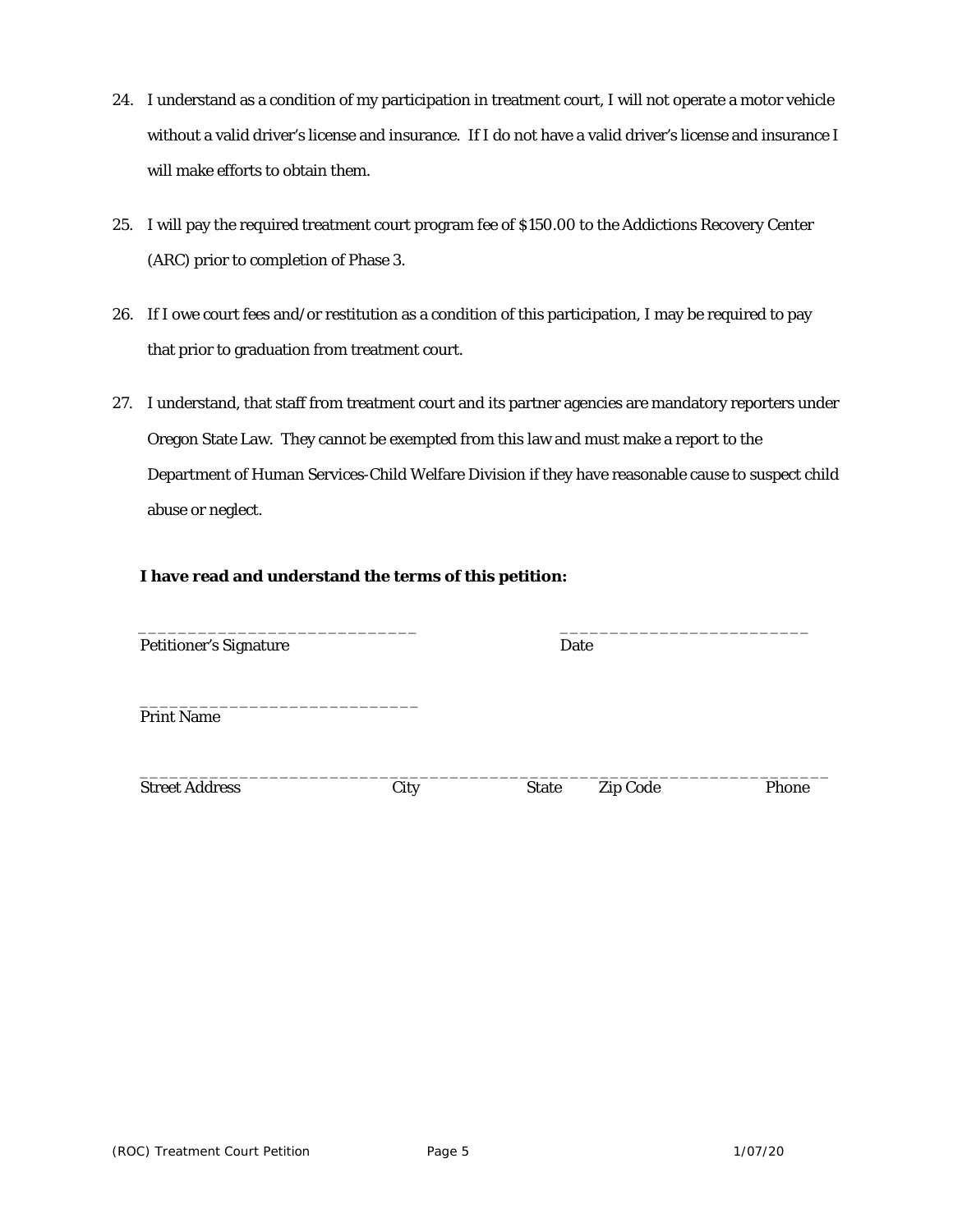24. I understand as a condition of my participation in treatment court, I will not operate a motor vehicle without a valid driver's license and insurance. If I do not have a valid driver's license and insurance I will make efforts to obtain them.

25. I will pay the required treatment court program fee of $150.00 to the Addictions Recovery Center (ARC) prior to completion of Phase 3.

26. If I owe court fees and/or restitution as a condition of this participation, I may be required to pay that prior to graduation from treatment court.

27. I understand, that staff from treatment court and its partner agencies are mandatory reporters under Oregon State Law. They cannot be exempted from this law and must make a report to the Department of Human Services-Child Welfare Division if they have reasonable cause to suspect child abuse or neglect.

**I have read and understand the terms of this petition:**

_____________________________ _________________________
Petitioner's Signature Date

_____________________________
Print Name

________________________________________________________________________
Street Address City State Zip Code Phone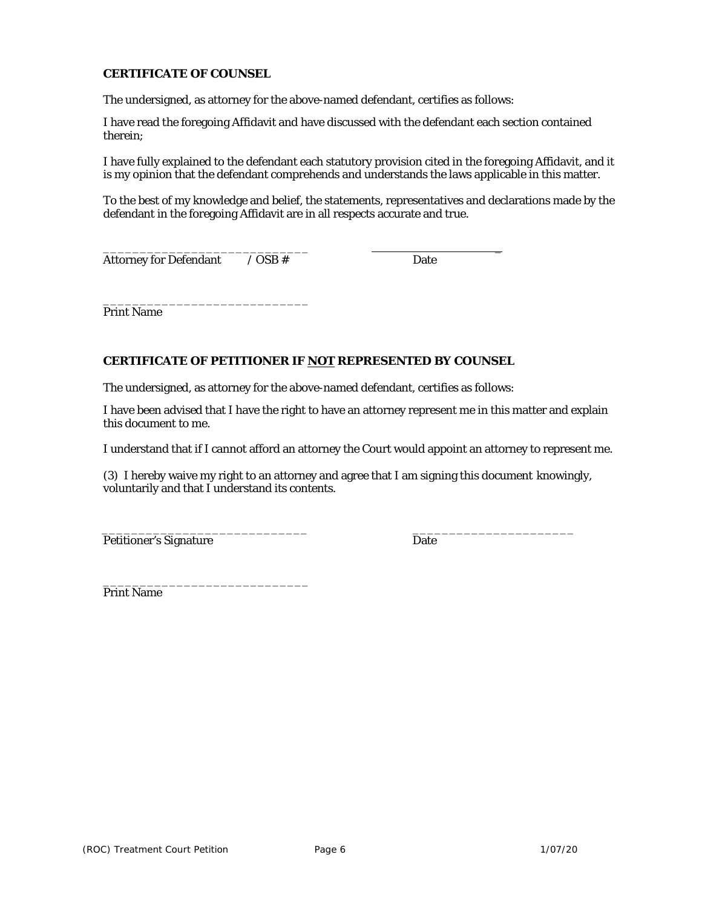**CERTIFICATE OF COUNSEL**

The undersigned, as attorney for the above-named defendant, certifies as follows:

I have read the foregoing Affidavit and have discussed with the defendant each section contained therein;

I have fully explained to the defendant each statutory provision cited in the foregoing Affidavit, and it is my opinion that the defendant comprehends and understands the laws applicable in this matter.

To the best of my knowledge and belief, the statements, representatives and declarations made by the defendant in the foregoing Affidavit are in all respects accurate and true.

\_\_\_\_\_\_\_\_\_\_\_\_\_\_\_\_\_\_\_\_\_\_\_\_\_\_\_\_ \_\_\_\_\_\_\_\_\_\_\_\_\_\_\_\_\_\_\_\_\_
Attorney for Defendant / OSB # Date

\_\_\_\_\_\_\_\_\_\_\_\_\_\_\_\_\_\_\_\_\_\_\_\_\_\_\_\_
Print Name

**CERTIFICATE OF PETITIONER IF <u>NOT</u> REPRESENTED BY COUNSEL**

The undersigned, as attorney for the above-named defendant, certifies as follows:

I have been advised that I have the right to have an attorney represent me in this matter and explain this document to me.

I understand that if I cannot afford an attorney the Court would appoint an attorney to represent me.

(3) I hereby waive my right to an attorney and agree that I am signing this document knowingly, voluntarily and that I understand its contents.

\_\_\_\_\_\_\_\_\_\_\_\_\_\_\_\_\_\_\_\_\_\_\_\_\_\_\_\_ \_\_\_\_\_\_\_\_\_\_\_\_\_\_\_\_\_\_\_\_\_\_
Petitioner's Signature Date

\_\_\_\_\_\_\_\_\_\_\_\_\_\_\_\_\_\_\_\_\_\_\_\_\_\_\_\_
Print Name